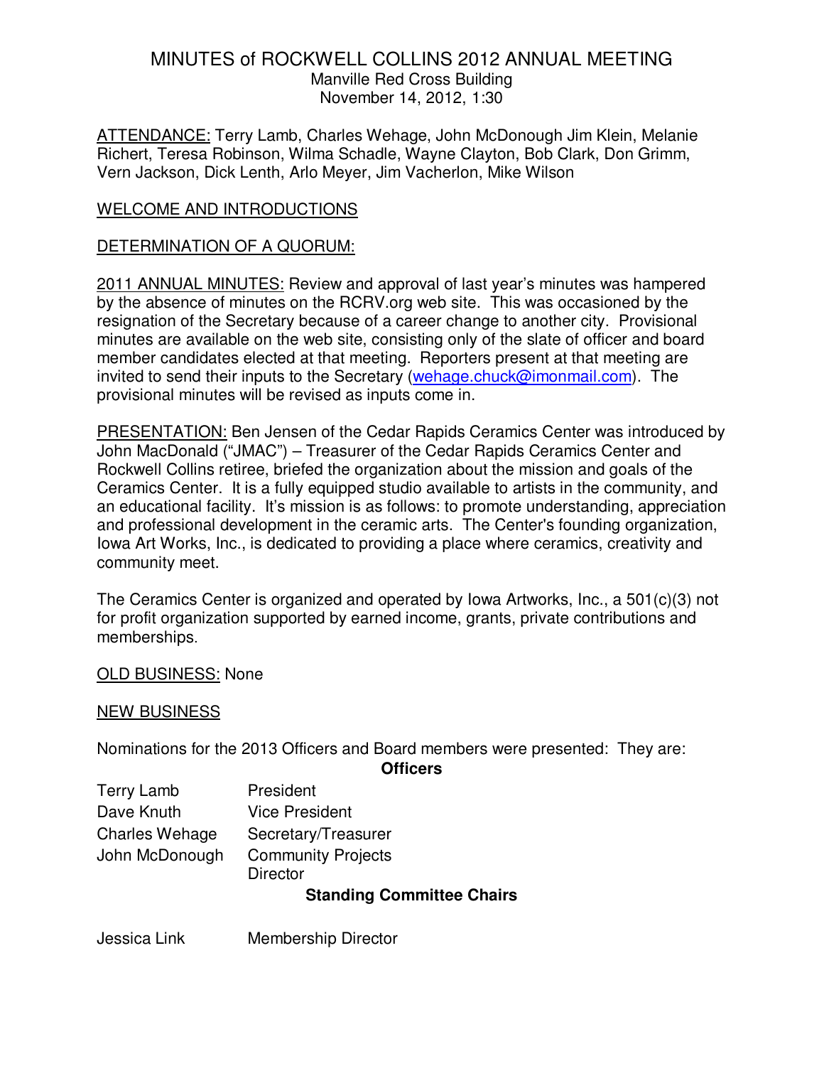# MINUTES of ROCKWELL COLLINS 2012 ANNUAL MEETING

Manville Red Cross Building
November 14, 2012, 1:30

<u>ATTENDANCE:</u> Terry Lamb, Charles Wehage, John McDonough Jim Klein, Melanie Richert, Teresa Robinson, Wilma Schadle, Wayne Clayton, Bob Clark, Don Grimm, Vern Jackson, Dick Lenth, Arlo Meyer, Jim Vacherlon, Mike Wilson

<u>WELCOME AND INTRODUCTIONS</u>

<u>DETERMINATION OF A QUORUM:</u>

<u>2011 ANNUAL MINUTES:</u> Review and approval of last year's minutes was hampered by the absence of minutes on the RCRV.org web site. This was occasioned by the resignation of the Secretary because of a career change to another city. Provisional minutes are available on the web site, consisting only of the slate of officer and board member candidates elected at that meeting. Reporters present at that meeting are invited to send their inputs to the Secretary (wehage.chuck@imonmail.com). The provisional minutes will be revised as inputs come in.

<u>PRESENTATION:</u> Ben Jensen of the Cedar Rapids Ceramics Center was introduced by John MacDonald ("JMAC") – Treasurer of the Cedar Rapids Ceramics Center and Rockwell Collins retiree, briefed the organization about the mission and goals of the Ceramics Center. It is a fully equipped studio available to artists in the community, and an educational facility. It's mission is as follows: to promote understanding, appreciation and professional development in the ceramic arts. The Center's founding organization, Iowa Art Works, Inc., is dedicated to providing a place where ceramics, creativity and community meet.

The Ceramics Center is organized and operated by Iowa Artworks, Inc., a 501(c)(3) not for profit organization supported by earned income, grants, private contributions and memberships.

<u>OLD BUSINESS:</u> None

<u>NEW BUSINESS</u>

Nominations for the 2013 Officers and Board members were presented: They are:

**Officers**

| | |
|---|---|
| Terry Lamb | President |
| Dave Knuth | Vice President |
| Charles Wehage | Secretary/Treasurer |
| John McDonough | Community Projects Director |

**Standing Committee Chairs**

| | |
|---|---|
| Jessica Link | Membership Director |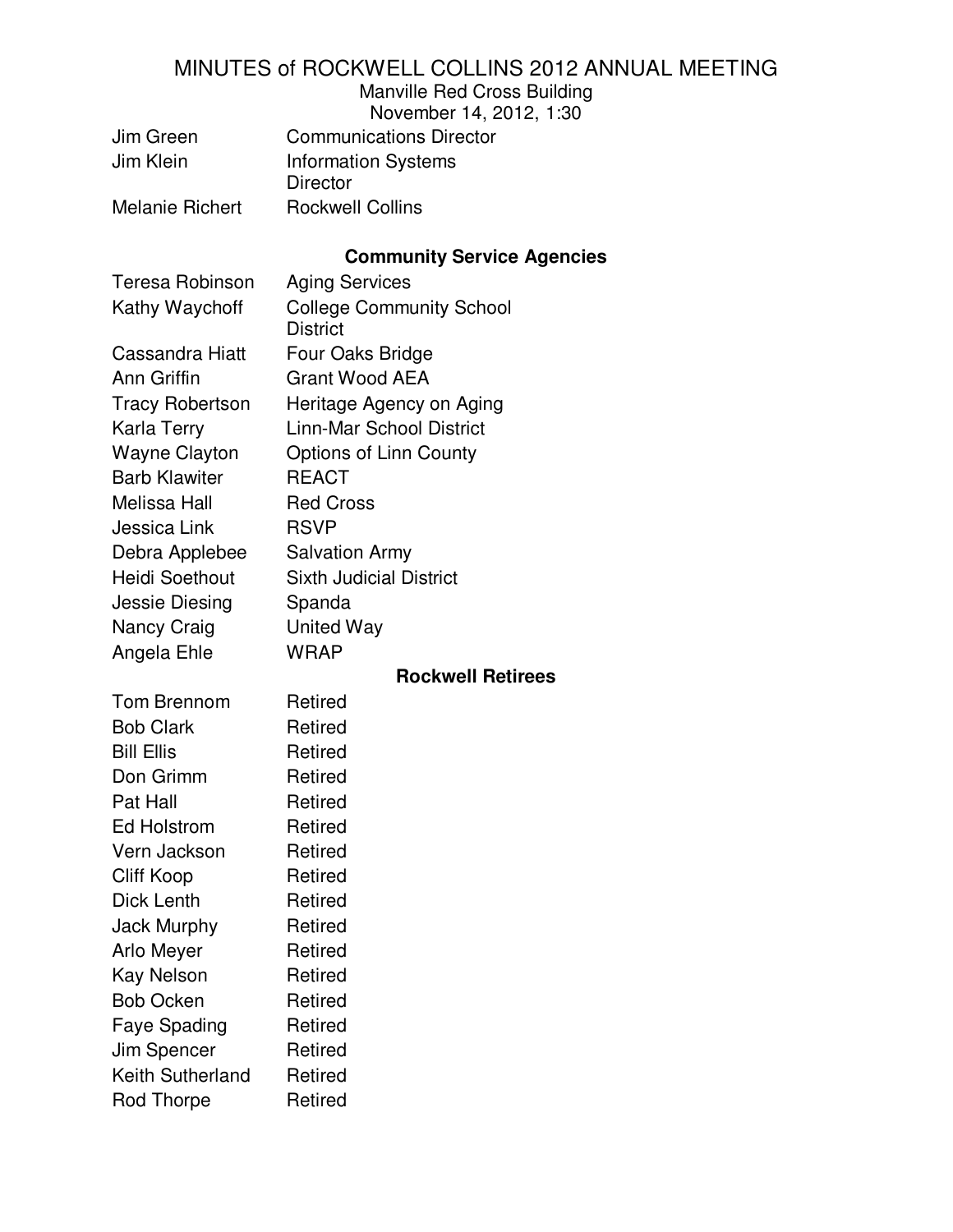# MINUTES of ROCKWELL COLLINS 2012 ANNUAL MEETING

Manville Red Cross Building
November 14, 2012, 1:30

| | |
|---|---|
| Jim Green | Communications Director |
| Jim Klein | Information Systems Director |
| Melanie Richert | Rockwell Collins |

**Community Service Agencies**

| | |
|---|---|
| Teresa Robinson | Aging Services |
| Kathy Waychoff | College Community School District |
| Cassandra Hiatt | Four Oaks Bridge |
| Ann Griffin | Grant Wood AEA |
| Tracy Robertson | Heritage Agency on Aging |
| Karla Terry | Linn-Mar School District |
| Wayne Clayton | Options of Linn County |
| Barb Klawiter | REACT |
| Melissa Hall | Red Cross |
| Jessica Link | RSVP |
| Debra Applebee | Salvation Army |
| Heidi Soethout | Sixth Judicial District |
| Jessie Diesing | Spanda |
| Nancy Craig | United Way |
| Angela Ehle | WRAP |

**Rockwell Retirees**

| | |
|---|---|
| Tom Brennom | Retired |
| Bob Clark | Retired |
| Bill Ellis | Retired |
| Don Grimm | Retired |
| Pat Hall | Retired |
| Ed Holstrom | Retired |
| Vern Jackson | Retired |
| Cliff Koop | Retired |
| Dick Lenth | Retired |
| Jack Murphy | Retired |
| Arlo Meyer | Retired |
| Kay Nelson | Retired |
| Bob Ocken | Retired |
| Faye Spading | Retired |
| Jim Spencer | Retired |
| Keith Sutherland | Retired |
| Rod Thorpe | Retired |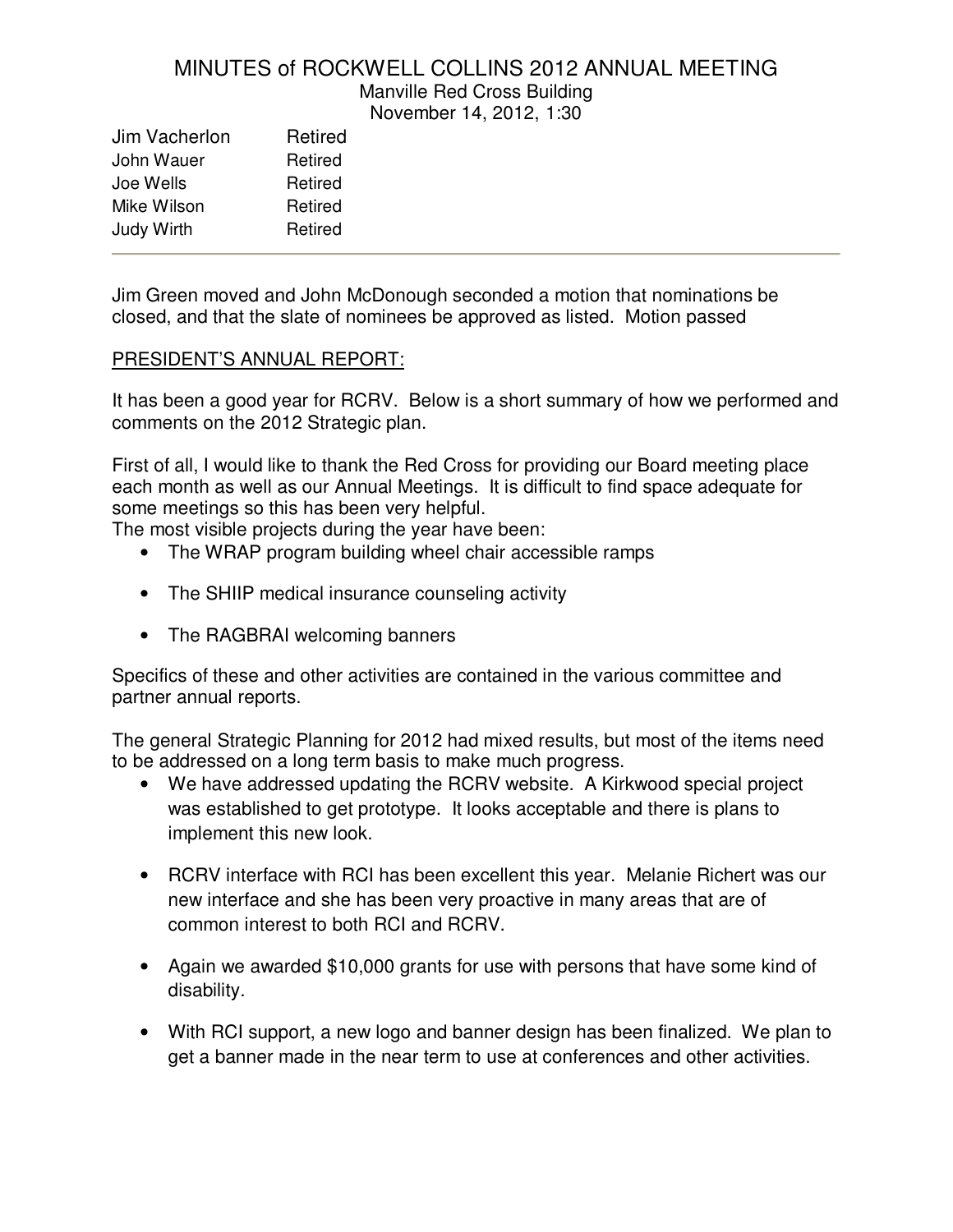# MINUTES of ROCKWELL COLLINS 2012 ANNUAL MEETING

Manville Red Cross Building
November 14, 2012, 1:30

| | |
|---|---|
| Jim Vacherlon | Retired |
| John Wauer | Retired |
| Joe Wells | Retired |
| Mike Wilson | Retired |
| Judy Wirth | Retired |

---

Jim Green moved and John McDonough seconded a motion that nominations be closed, and that the slate of nominees be approved as listed. Motion passed

PRESIDENT'S ANNUAL REPORT:

It has been a good year for RCRV. Below is a short summary of how we performed and comments on the 2012 Strategic plan.

First of all, I would like to thank the Red Cross for providing our Board meeting place each month as well as our Annual Meetings. It is difficult to find space adequate for some meetings so this has been very helpful.

The most visible projects during the year have been:

- The WRAP program building wheel chair accessible ramps
- The SHIIP medical insurance counseling activity
- The RAGBRAI welcoming banners

Specifics of these and other activities are contained in the various committee and partner annual reports.

The general Strategic Planning for 2012 had mixed results, but most of the items need to be addressed on a long term basis to make much progress.

- We have addressed updating the RCRV website. A Kirkwood special project was established to get prototype. It looks acceptable and there is plans to implement this new look.
- RCRV interface with RCI has been excellent this year. Melanie Richert was our new interface and she has been very proactive in many areas that are of common interest to both RCI and RCRV.
- Again we awarded $10,000 grants for use with persons that have some kind of disability.
- With RCI support, a new logo and banner design has been finalized. We plan to get a banner made in the near term to use at conferences and other activities.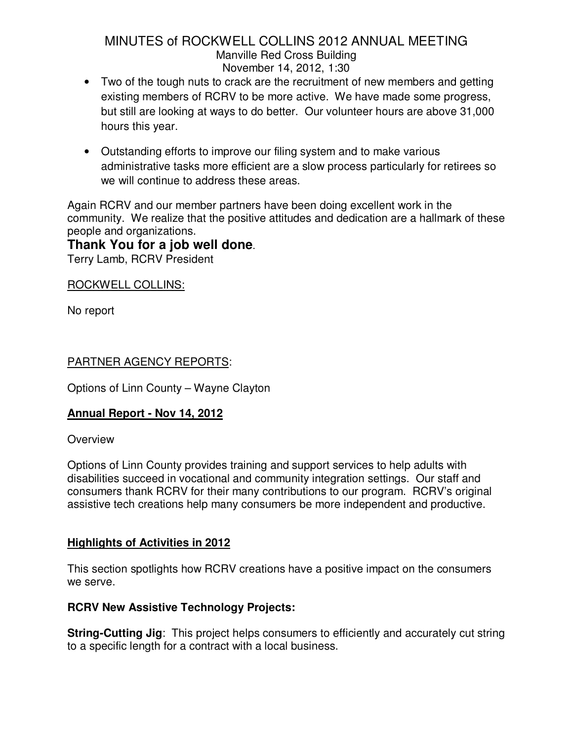- Two of the tough nuts to crack are the recruitment of new members and getting existing members of RCRV to be more active. We have made some progress, but still are looking at ways to do better. Our volunteer hours are above 31,000 hours this year.

- Outstanding efforts to improve our filing system and to make various administrative tasks more efficient are a slow process particularly for retirees so we will continue to address these areas.

Again RCRV and our member partners have been doing excellent work in the community. We realize that the positive attitudes and dedication are a hallmark of these people and organizations.

**Thank You for a job well done**.
Terry Lamb, RCRV President

ROCKWELL COLLINS:

No report

PARTNER AGENCY REPORTS:

Options of Linn County – Wayne Clayton

**Annual Report - Nov 14, 2012**

Overview

Options of Linn County provides training and support services to help adults with disabilities succeed in vocational and community integration settings. Our staff and consumers thank RCRV for their many contributions to our program. RCRV's original assistive tech creations help many consumers be more independent and productive.

**Highlights of Activities in 2012**

This section spotlights how RCRV creations have a positive impact on the consumers we serve.

**RCRV New Assistive Technology Projects:**

**String-Cutting Jig**: This project helps consumers to efficiently and accurately cut string to a specific length for a contract with a local business.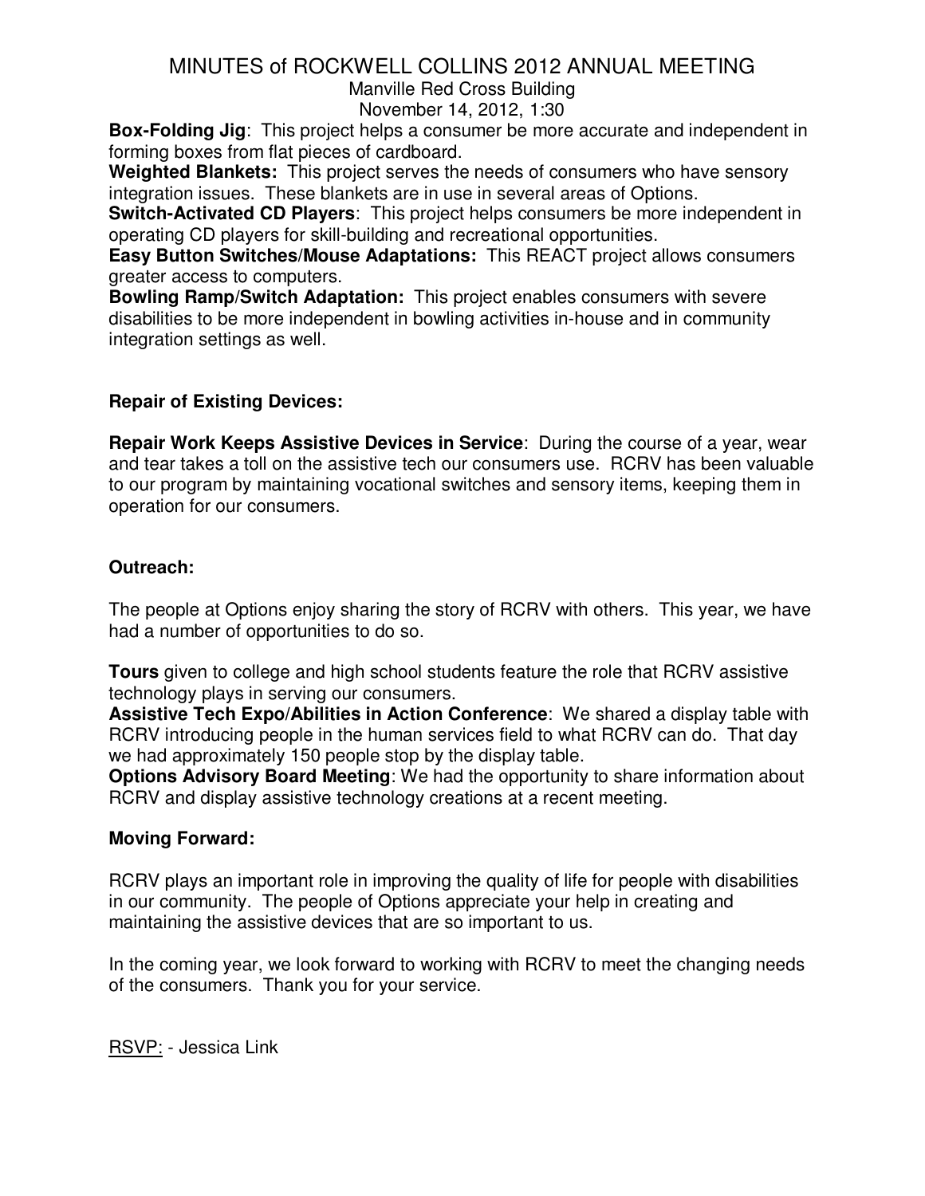# MINUTES of ROCKWELL COLLINS 2012 ANNUAL MEETING

Manville Red Cross Building

November 14, 2012, 1:30

**Box-Folding Jig**: This project helps a consumer be more accurate and independent in forming boxes from flat pieces of cardboard.

**Weighted Blankets:** This project serves the needs of consumers who have sensory integration issues. These blankets are in use in several areas of Options.

**Switch-Activated CD Players**: This project helps consumers be more independent in operating CD players for skill-building and recreational opportunities.

**Easy Button Switches/Mouse Adaptations:** This REACT project allows consumers greater access to computers.

**Bowling Ramp/Switch Adaptation:** This project enables consumers with severe disabilities to be more independent in bowling activities in-house and in community integration settings as well.

**Repair of Existing Devices:**

**Repair Work Keeps Assistive Devices in Service**: During the course of a year, wear and tear takes a toll on the assistive tech our consumers use. RCRV has been valuable to our program by maintaining vocational switches and sensory items, keeping them in operation for our consumers.

**Outreach:**

The people at Options enjoy sharing the story of RCRV with others. This year, we have had a number of opportunities to do so.

**Tours** given to college and high school students feature the role that RCRV assistive technology plays in serving our consumers.

**Assistive Tech Expo/Abilities in Action Conference**: We shared a display table with RCRV introducing people in the human services field to what RCRV can do. That day we had approximately 150 people stop by the display table.

**Options Advisory Board Meeting**: We had the opportunity to share information about RCRV and display assistive technology creations at a recent meeting.

**Moving Forward:**

RCRV plays an important role in improving the quality of life for people with disabilities in our community. The people of Options appreciate your help in creating and maintaining the assistive devices that are so important to us.

In the coming year, we look forward to working with RCRV to meet the changing needs of the consumers. Thank you for your service.

RSVP: - Jessica Link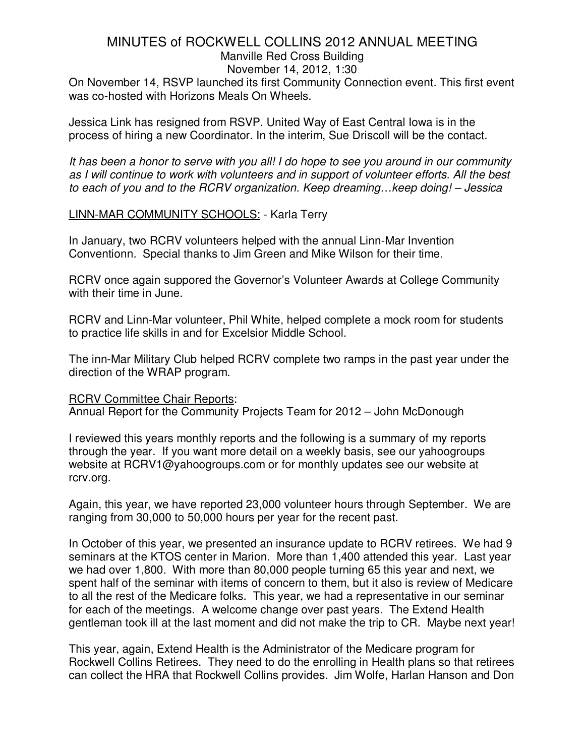# MINUTES of ROCKWELL COLLINS 2012 ANNUAL MEETING

Manville Red Cross Building
November 14, 2012, 1:30

On November 14, RSVP launched its first Community Connection event. This first event was co-hosted with Horizons Meals On Wheels.

Jessica Link has resigned from RSVP. United Way of East Central Iowa is in the process of hiring a new Coordinator. In the interim, Sue Driscoll will be the contact.

*It has been a honor to serve with you all! I do hope to see you around in our community as I will continue to work with volunteers and in support of volunteer efforts. All the best to each of you and to the RCRV organization. Keep dreaming…keep doing! – Jessica*

<u>LINN-MAR COMMUNITY SCHOOLS:</u> - Karla Terry

In January, two RCRV volunteers helped with the annual Linn-Mar Invention Conventionn. Special thanks to Jim Green and Mike Wilson for their time.

RCRV once again suppored the Governor's Volunteer Awards at College Community with their time in June.

RCRV and Linn-Mar volunteer, Phil White, helped complete a mock room for students to practice life skills in and for Excelsior Middle School.

The inn-Mar Military Club helped RCRV complete two ramps in the past year under the direction of the WRAP program.

<u>RCRV Committee Chair Reports</u>:
Annual Report for the Community Projects Team for 2012 – John McDonough

I reviewed this years monthly reports and the following is a summary of my reports through the year. If you want more detail on a weekly basis, see our yahoogroups website at RCRV1@yahoogroups.com or for monthly updates see our website at rcrv.org.

Again, this year, we have reported 23,000 volunteer hours through September. We are ranging from 30,000 to 50,000 hours per year for the recent past.

In October of this year, we presented an insurance update to RCRV retirees. We had 9 seminars at the KTOS center in Marion. More than 1,400 attended this year. Last year we had over 1,800. With more than 80,000 people turning 65 this year and next, we spent half of the seminar with items of concern to them, but it also is review of Medicare to all the rest of the Medicare folks. This year, we had a representative in our seminar for each of the meetings. A welcome change over past years. The Extend Health gentleman took ill at the last moment and did not make the trip to CR. Maybe next year!

This year, again, Extend Health is the Administrator of the Medicare program for Rockwell Collins Retirees. They need to do the enrolling in Health plans so that retirees can collect the HRA that Rockwell Collins provides. Jim Wolfe, Harlan Hanson and Don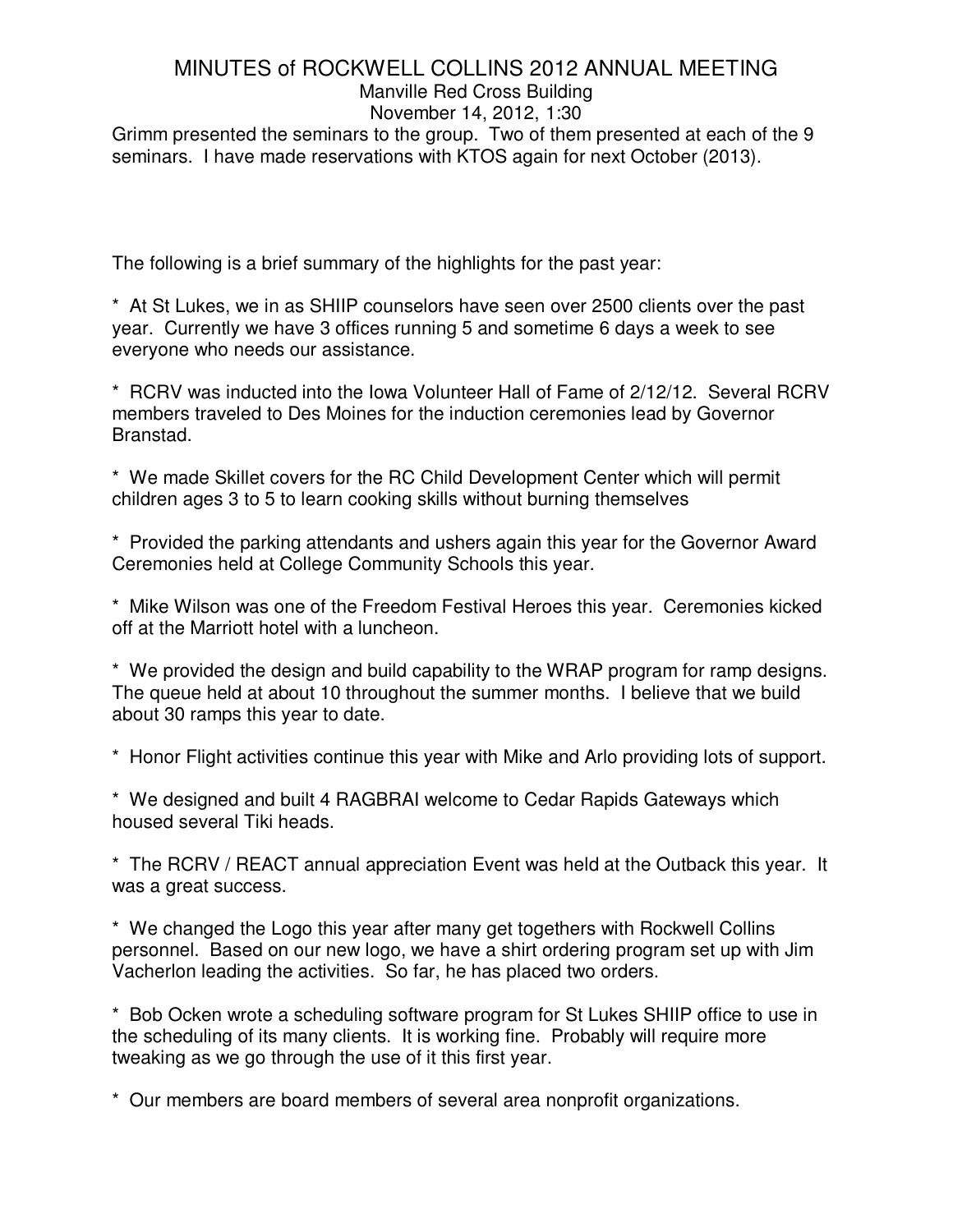# MINUTES of ROCKWELL COLLINS 2012 ANNUAL MEETING

Manville Red Cross Building
November 14, 2012, 1:30

Grimm presented the seminars to the group. Two of them presented at each of the 9 seminars. I have made reservations with KTOS again for next October (2013).

The following is a brief summary of the highlights for the past year:

* At St Lukes, we in as SHIIP counselors have seen over 2500 clients over the past year. Currently we have 3 offices running 5 and sometime 6 days a week to see everyone who needs our assistance.

* RCRV was inducted into the Iowa Volunteer Hall of Fame of 2/12/12. Several RCRV members traveled to Des Moines for the induction ceremonies lead by Governor Branstad.

* We made Skillet covers for the RC Child Development Center which will permit children ages 3 to 5 to learn cooking skills without burning themselves

* Provided the parking attendants and ushers again this year for the Governor Award Ceremonies held at College Community Schools this year.

* Mike Wilson was one of the Freedom Festival Heroes this year. Ceremonies kicked off at the Marriott hotel with a luncheon.

* We provided the design and build capability to the WRAP program for ramp designs. The queue held at about 10 throughout the summer months. I believe that we build about 30 ramps this year to date.

* Honor Flight activities continue this year with Mike and Arlo providing lots of support.

* We designed and built 4 RAGBRAI welcome to Cedar Rapids Gateways which housed several Tiki heads.

* The RCRV / REACT annual appreciation Event was held at the Outback this year. It was a great success.

* We changed the Logo this year after many get togethers with Rockwell Collins personnel. Based on our new logo, we have a shirt ordering program set up with Jim Vacherlon leading the activities. So far, he has placed two orders.

* Bob Ocken wrote a scheduling software program for St Lukes SHIIP office to use in the scheduling of its many clients. It is working fine. Probably will require more tweaking as we go through the use of it this first year.

* Our members are board members of several area nonprofit organizations.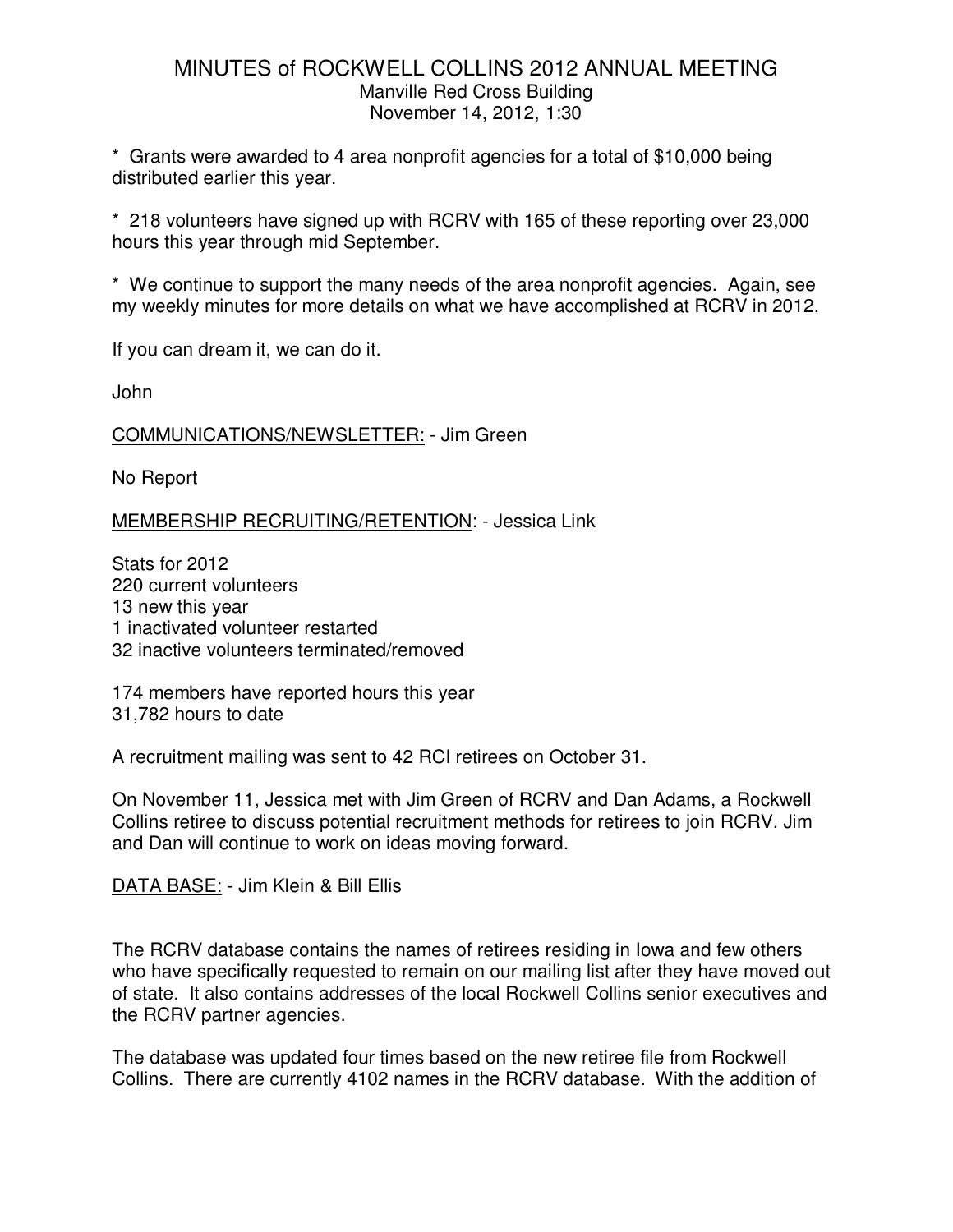# MINUTES of ROCKWELL COLLINS 2012 ANNUAL MEETING

Manville Red Cross Building
November 14, 2012, 1:30

* Grants were awarded to 4 area nonprofit agencies for a total of $10,000 being distributed earlier this year.

* 218 volunteers have signed up with RCRV with 165 of these reporting over 23,000 hours this year through mid September.

* We continue to support the many needs of the area nonprofit agencies. Again, see my weekly minutes for more details on what we have accomplished at RCRV in 2012.

If you can dream it, we can do it.

John

<u>COMMUNICATIONS/NEWSLETTER:</u> - Jim Green

No Report

<u>MEMBERSHIP RECRUITING/RETENTION</u>: - Jessica Link

Stats for 2012
220 current volunteers
13 new this year
1 inactivated volunteer restarted
32 inactive volunteers terminated/removed

174 members have reported hours this year
31,782 hours to date

A recruitment mailing was sent to 42 RCI retirees on October 31.

On November 11, Jessica met with Jim Green of RCRV and Dan Adams, a Rockwell Collins retiree to discuss potential recruitment methods for retirees to join RCRV. Jim and Dan will continue to work on ideas moving forward.

<u>DATA BASE:</u> - Jim Klein & Bill Ellis

The RCRV database contains the names of retirees residing in Iowa and few others who have specifically requested to remain on our mailing list after they have moved out of state. It also contains addresses of the local Rockwell Collins senior executives and the RCRV partner agencies.

The database was updated four times based on the new retiree file from Rockwell Collins. There are currently 4102 names in the RCRV database. With the addition of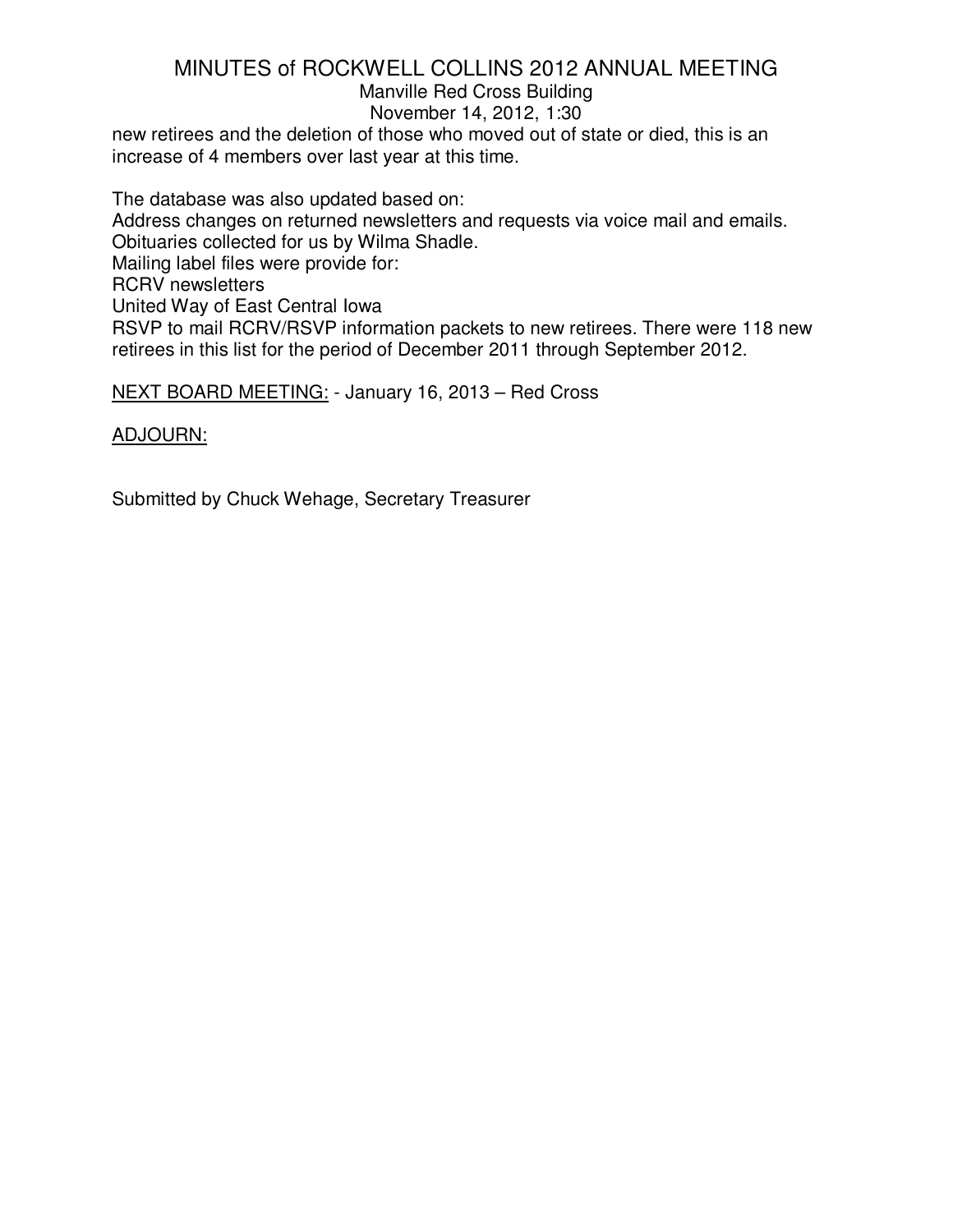new retirees and the deletion of those who moved out of state or died, this is an increase of 4 members over last year at this time.

The database was also updated based on:
Address changes on returned newsletters and requests via voice mail and emails.
Obituaries collected for us by Wilma Shadle.
Mailing label files were provide for:
RCRV newsletters
United Way of East Central Iowa
RSVP to mail RCRV/RSVP information packets to new retirees. There were 118 new retirees in this list for the period of December 2011 through September 2012.

NEXT BOARD MEETING: - January 16, 2013 – Red Cross

ADJOURN:

Submitted by Chuck Wehage, Secretary Treasurer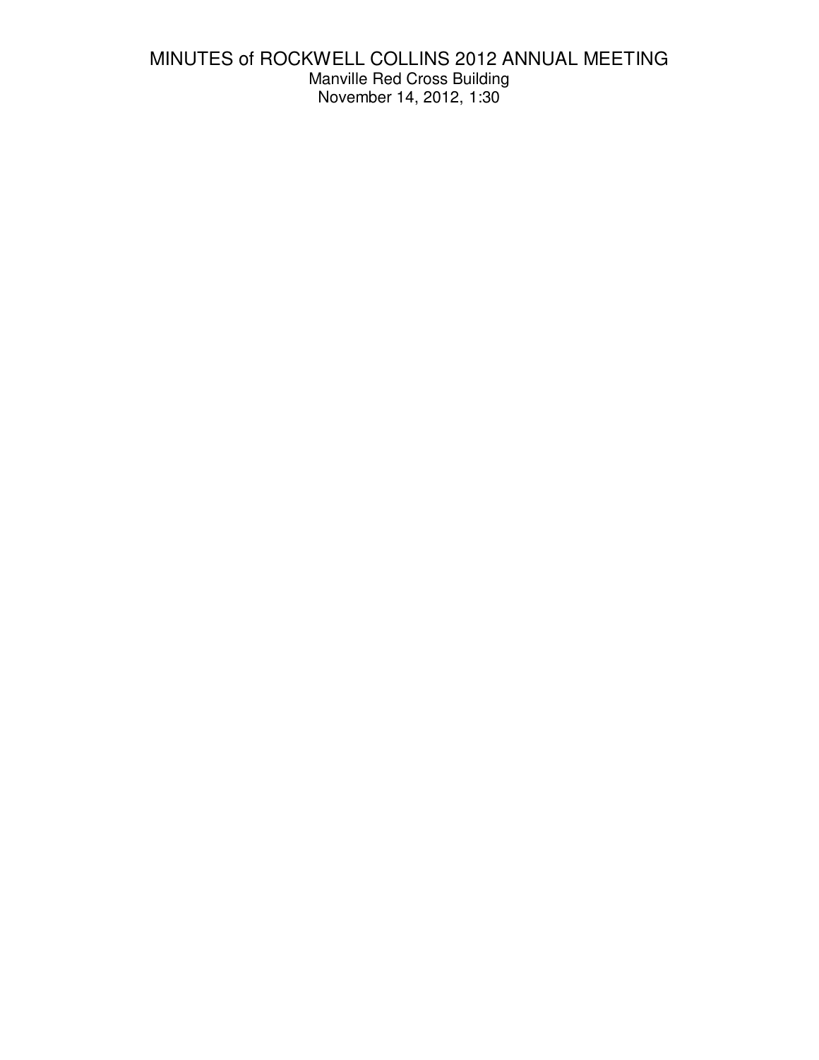# MINUTES of ROCKWELL COLLINS 2012 ANNUAL MEETING

Manville Red Cross Building

November 14, 2012, 1:30